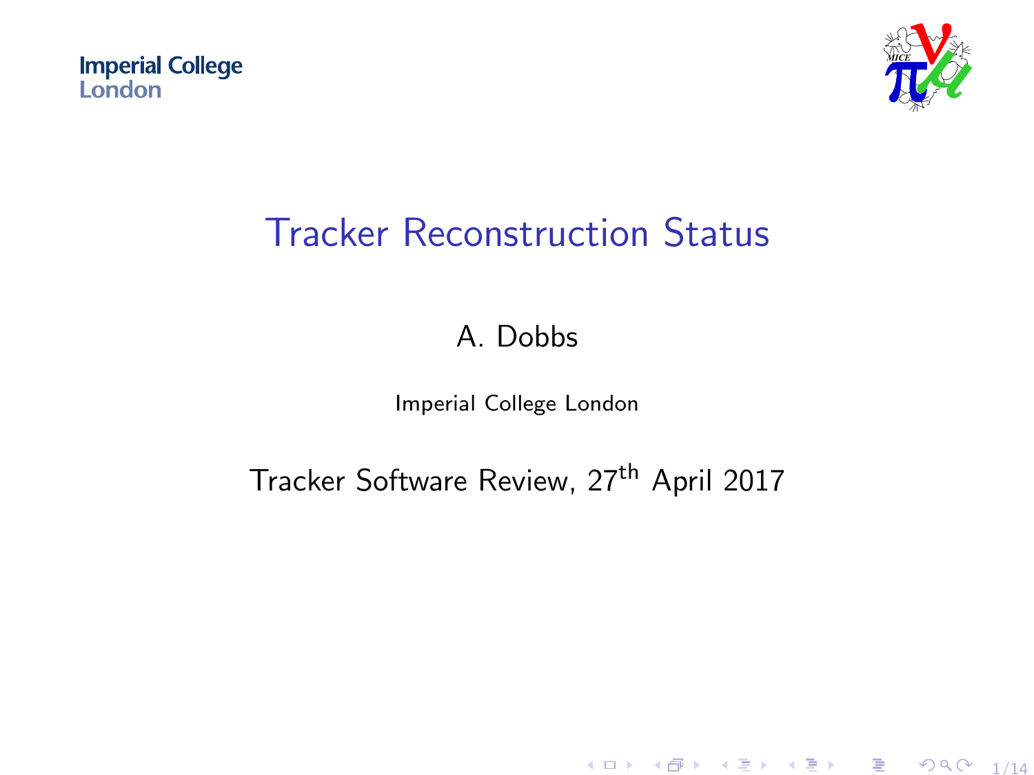Imperial College London

# Tracker Reconstruction Status

A. Dobbs

Imperial College London

Tracker Software Review, 27th April 2017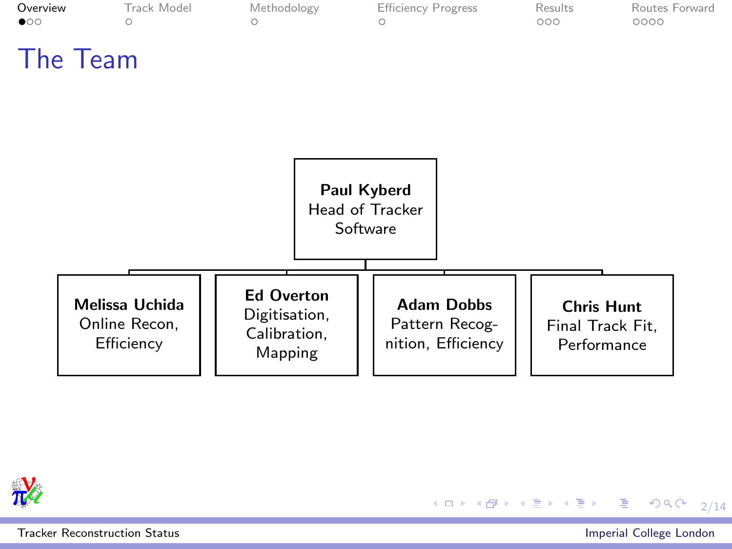# The Team

**Paul Kyberd**
Head of Tracker Software

- **Melissa Uchida** — Online Recon, Efficiency
- **Ed Overton** — Digitisation, Calibration, Mapping
- **Adam Dobbs** — Pattern Recognition, Efficiency
- **Chris Hunt** — Final Track Fit, Performance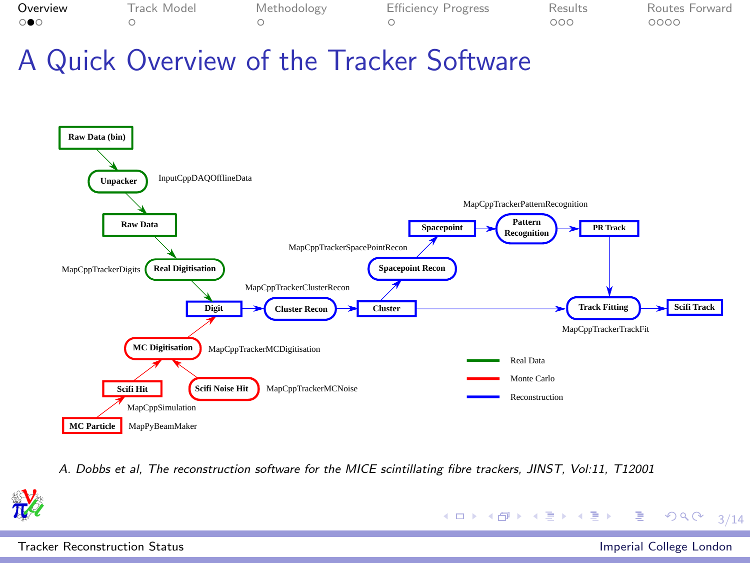# A Quick Overview of the Tracker Software

Raw Data (bin) → Unpacker (InputCppDAQOfflineData) → Raw Data → Real Digitisation (MapCppTrackerDigits) → Digit

MC Particle (MapPyBeamMaker) → Scifi Hit (MapCppSimulation) → MC Digitisation (MapCppTrackerMCDigitisation) → Digit

Scifi Noise Hit (MapCppTrackerMCNoise) → MC Digitisation

Digit → Cluster Recon (MapCppTrackerClusterRecon) → Cluster → Spacepoint Recon (MapCppTrackerSpacePointRecon) → Spacepoint → Pattern Recognition (MapCppTrackerPatternRecognition) → PR Track → Track Fitting

Cluster → Track Fitting (MapCppTrackerTrackFit) → Scifi Track

Legend: Real Data; Monte Carlo; Reconstruction

*A. Dobbs et al, The reconstruction software for the MICE scintillating fibre trackers, JINST, Vol:11, T12001*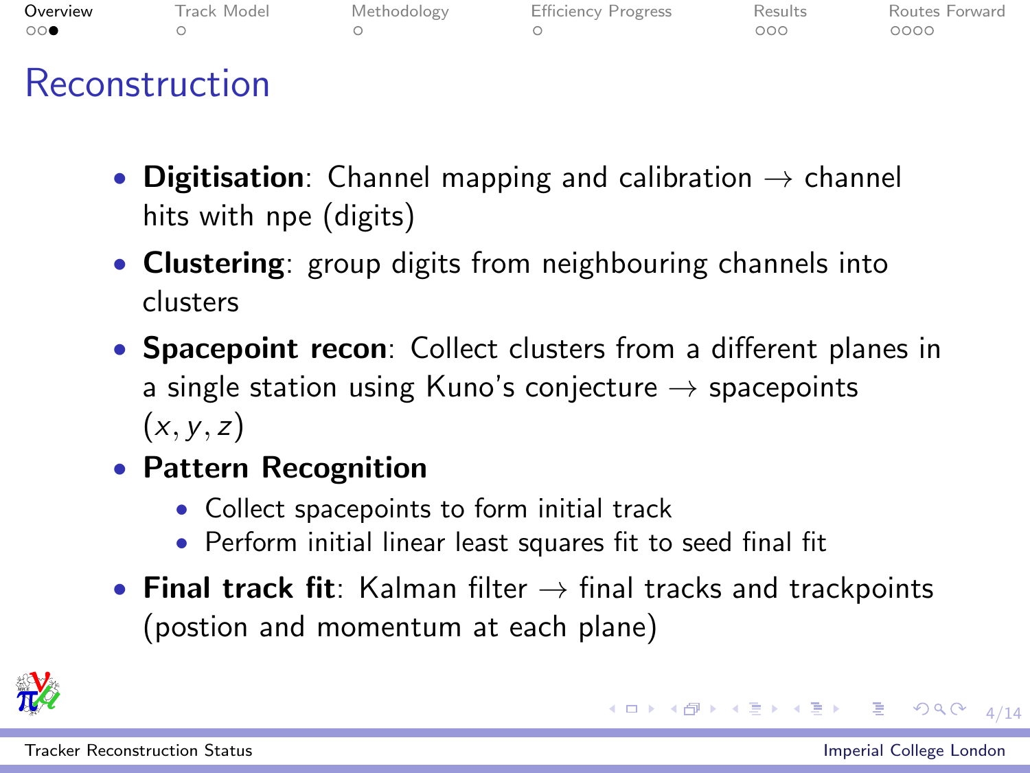# Reconstruction

- **Digitisation**: Channel mapping and calibration → channel hits with npe (digits)
- **Clustering**: group digits from neighbouring channels into clusters
- **Spacepoint recon**: Collect clusters from a different planes in a single station using Kuno's conjecture → spacepoints $(x, y, z)$
- **Pattern Recognition**
  - Collect spacepoints to form initial track
  - Perform initial linear least squares fit to seed final fit
- **Final track fit**: Kalman filter → final tracks and trackpoints (postion and momentum at each plane)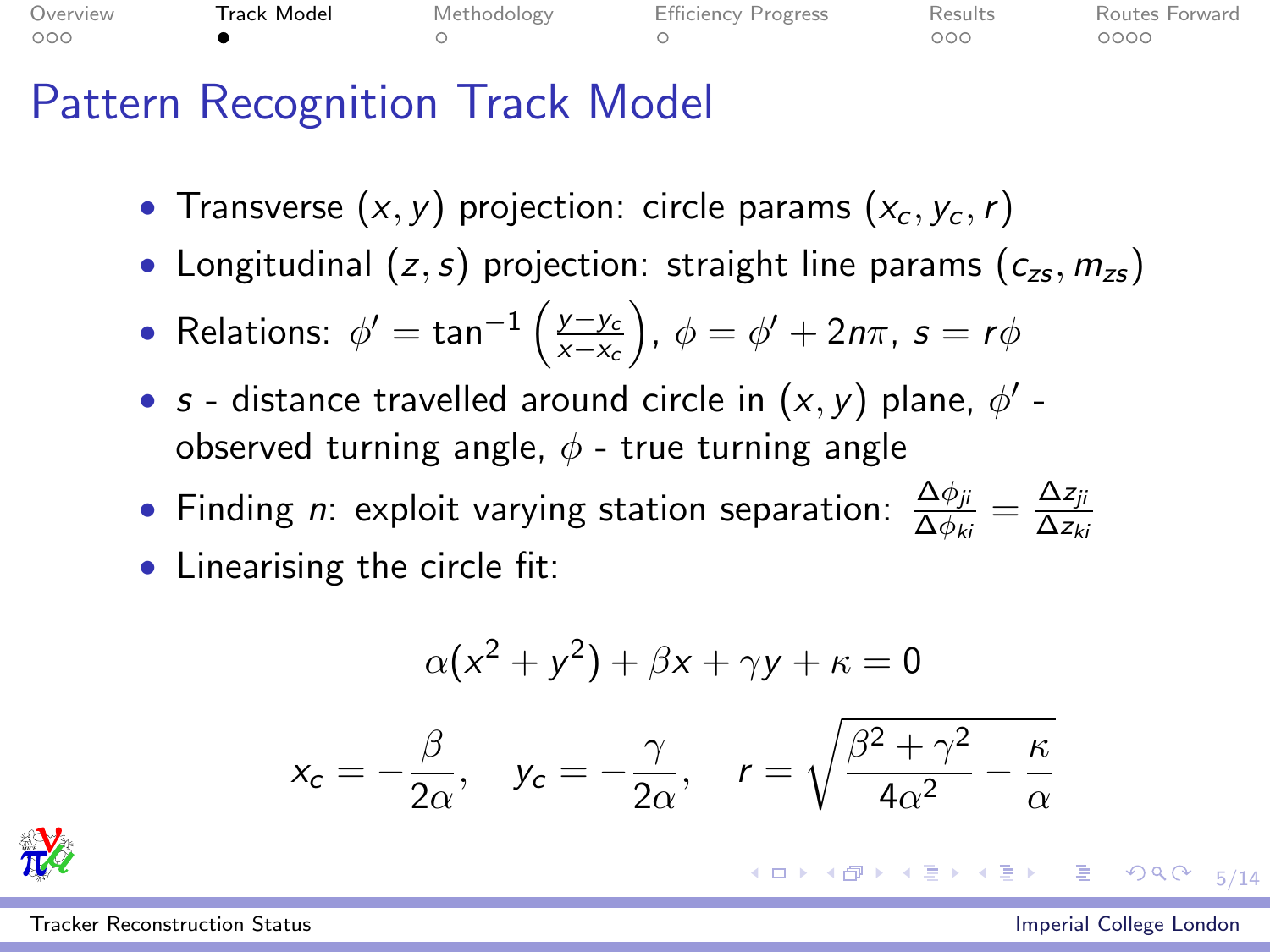# Pattern Recognition Track Model

- Transverse $(x, y)$ projection: circle params $(x_c, y_c, r)$
- Longitudinal $(z, s)$ projection: straight line params $(c_{zs}, m_{zs})$
- Relations: $\phi' = \tan^{-1}\left(\frac{y-y_c}{x-x_c}\right)$, $\phi = \phi' + 2n\pi$, $s = r\phi$
- $s$ - distance travelled around circle in $(x, y)$ plane, $\phi'$ - observed turning angle, $\phi$ - true turning angle
- Finding $n$: exploit varying station separation: $\frac{\Delta\phi_{ji}}{\Delta\phi_{ki}} = \frac{\Delta z_{ji}}{\Delta z_{ki}}$
- Linearising the circle fit:

$$\alpha(x^2 + y^2) + \beta x + \gamma y + \kappa = 0$$

$$x_c = -\frac{\beta}{2\alpha}, \quad y_c = -\frac{\gamma}{2\alpha}, \quad r = \sqrt{\frac{\beta^2 + \gamma^2}{4\alpha^2} - \frac{\kappa}{\alpha}}$$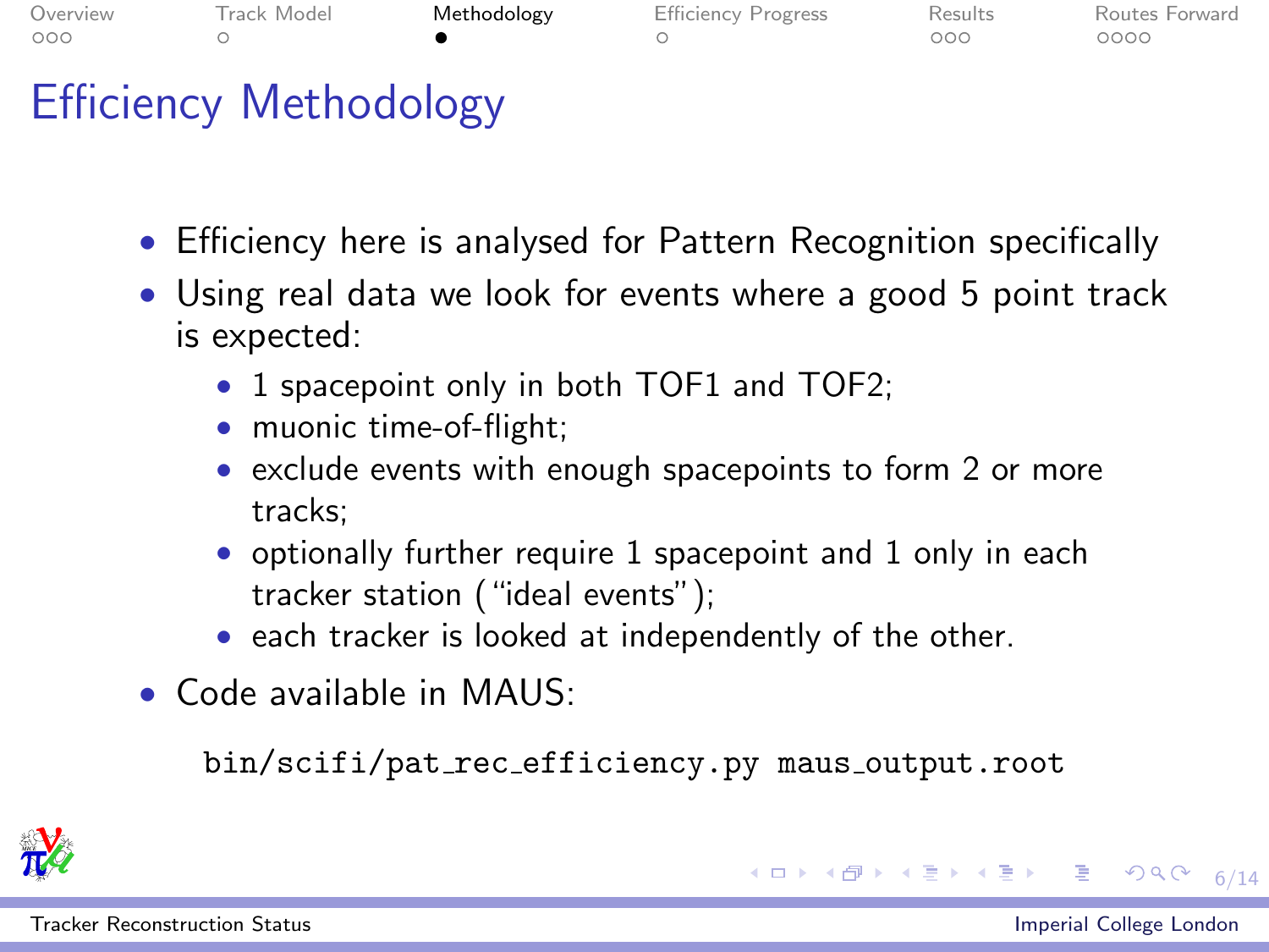# Efficiency Methodology

- Efficiency here is analysed for Pattern Recognition specifically
- Using real data we look for events where a good 5 point track is expected:
  - 1 spacepoint only in both TOF1 and TOF2;
  - muonic time-of-flight;
  - exclude events with enough spacepoints to form 2 or more tracks;
  - optionally further require 1 spacepoint and 1 only in each tracker station ("ideal events");
  - each tracker is looked at independently of the other.
- Code available in MAUS:

```
bin/scifi/pat_rec_efficiency.py maus_output.root
```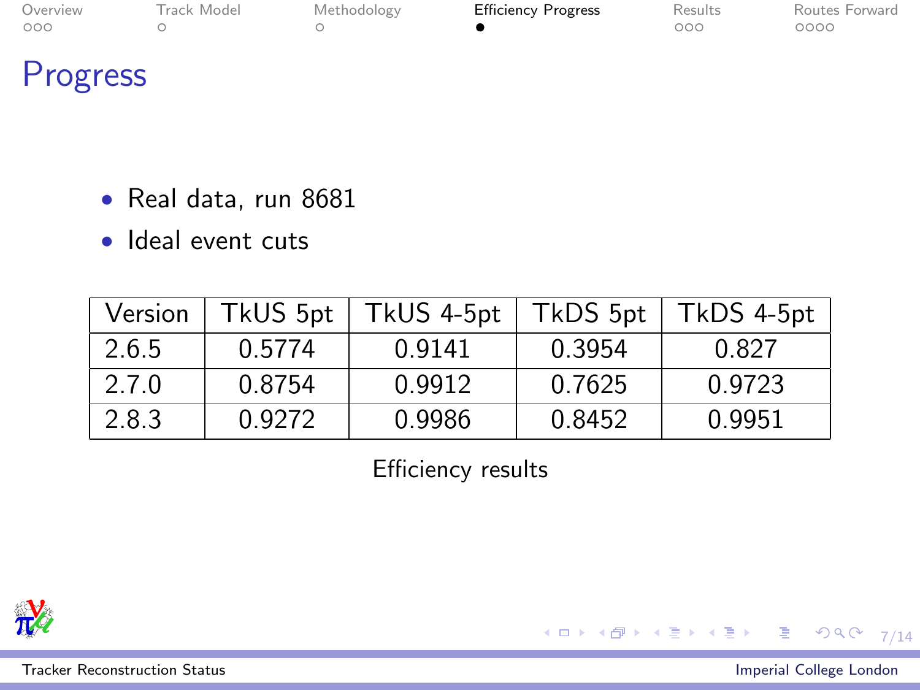# Progress

- Real data, run 8681
- Ideal event cuts

| Version | TkUS 5pt | TkUS 4-5pt | TkDS 5pt | TkDS 4-5pt |
|---|---|---|---|---|
| 2.6.5 | 0.5774 | 0.9141 | 0.3954 | 0.827 |
| 2.7.0 | 0.8754 | 0.9912 | 0.7625 | 0.9723 |
| 2.8.3 | 0.9272 | 0.9986 | 0.8452 | 0.9951 |

Efficiency results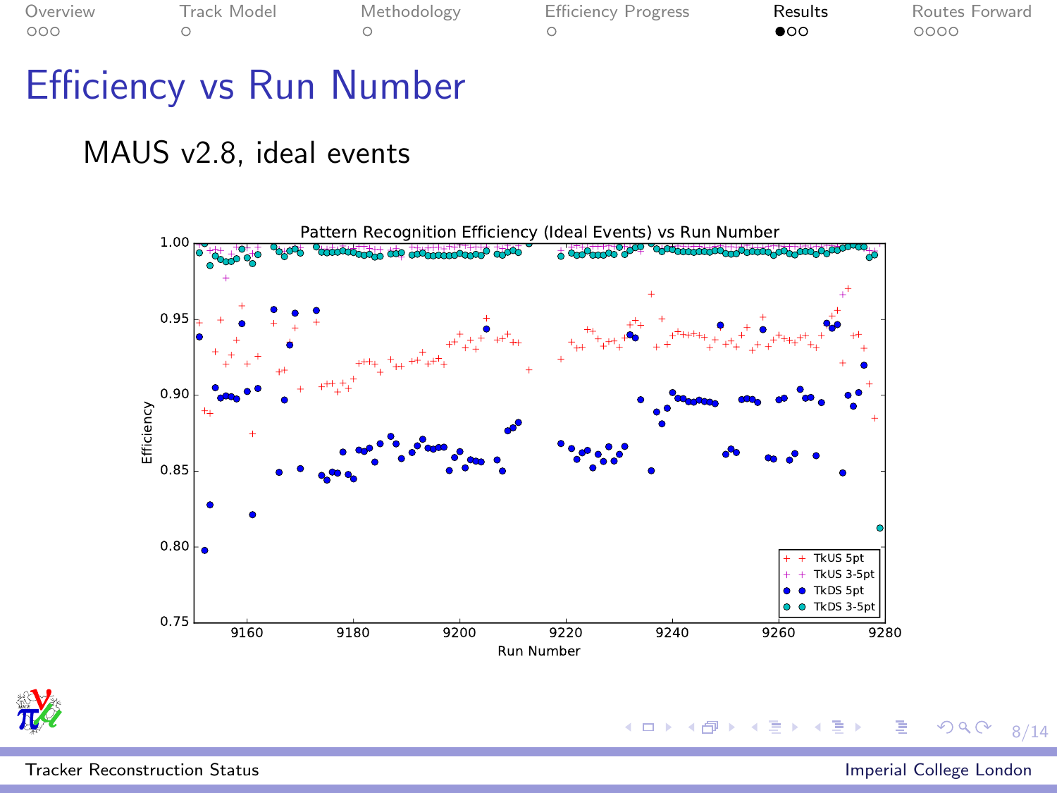# Efficiency vs Run Number

MAUS v2.8, ideal events

Pattern Recognition Efficiency (Ideal Events) vs Run Number

Legend: TkUS 5pt, TkUS 3-5pt, TkDS 5pt, TkDS 3-5pt

Axes: Efficiency (0.75–1.00) vs Run Number (9160–9280)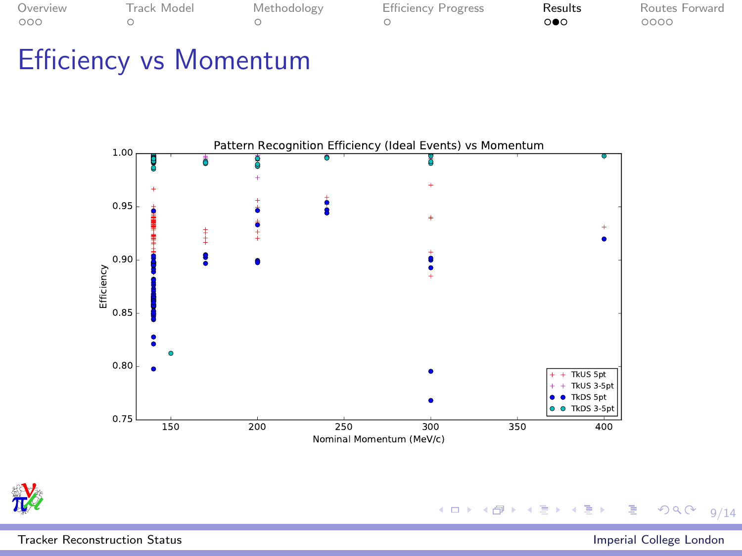# Efficiency vs Momentum

Pattern Recognition Efficiency (Ideal Events) vs Momentum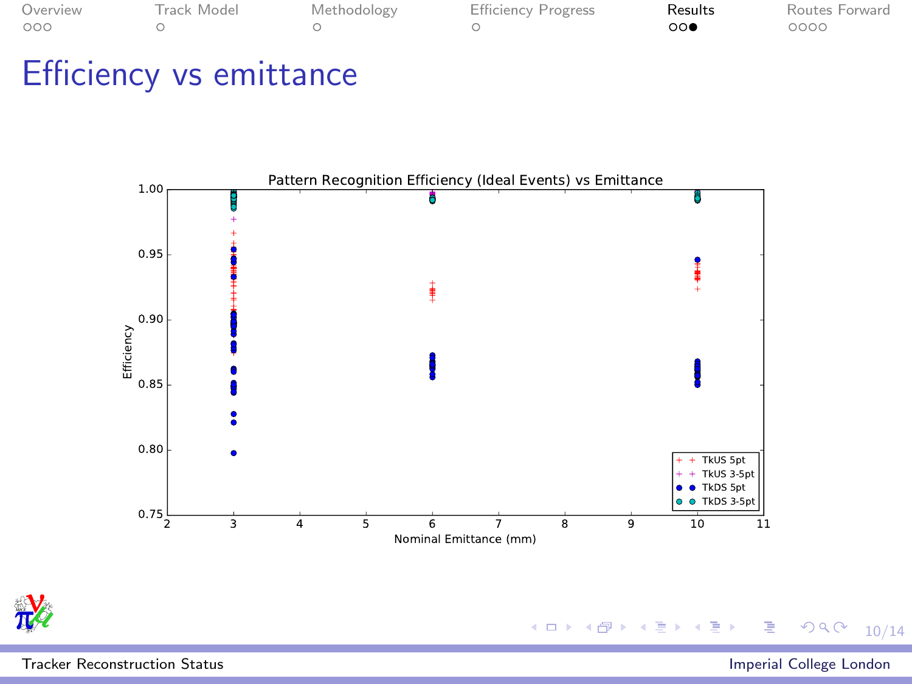# Efficiency vs emittance

Pattern Recognition Efficiency (Ideal Events) vs Emittance

Efficiency

Nominal Emittance (mm)

TkUS 5pt
TkUS 3-5pt
TkDS 5pt
TkDS 3-5pt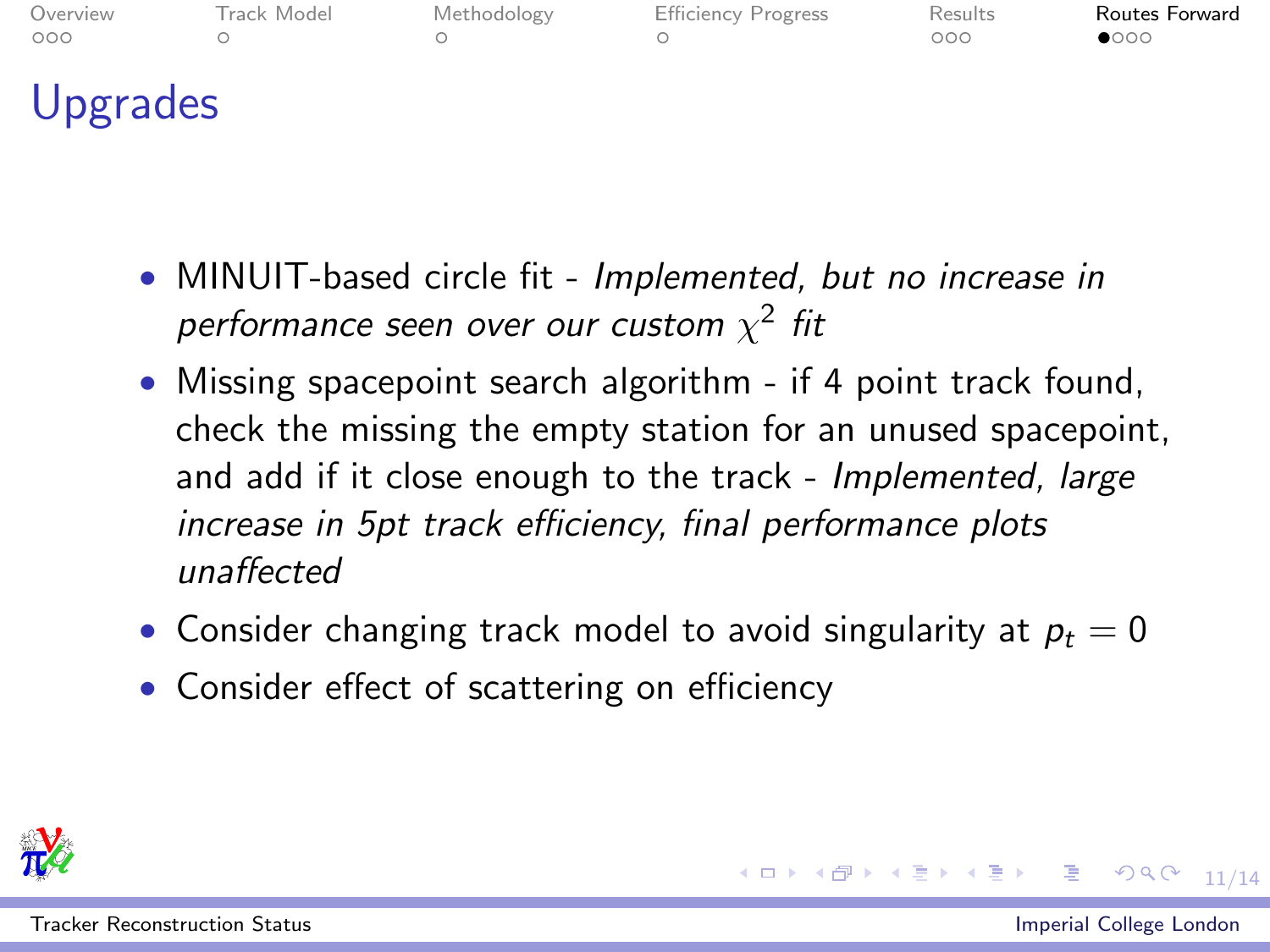# Upgrades

- MINUIT-based circle fit - *Implemented, but no increase in performance seen over our custom $\chi^2$ fit*
- Missing spacepoint search algorithm - if 4 point track found, check the missing the empty station for an unused spacepoint, and add if it close enough to the track - *Implemented, large increase in 5pt track efficiency, final performance plots unaffected*
- Consider changing track model to avoid singularity at $p_t = 0$
- Consider effect of scattering on efficiency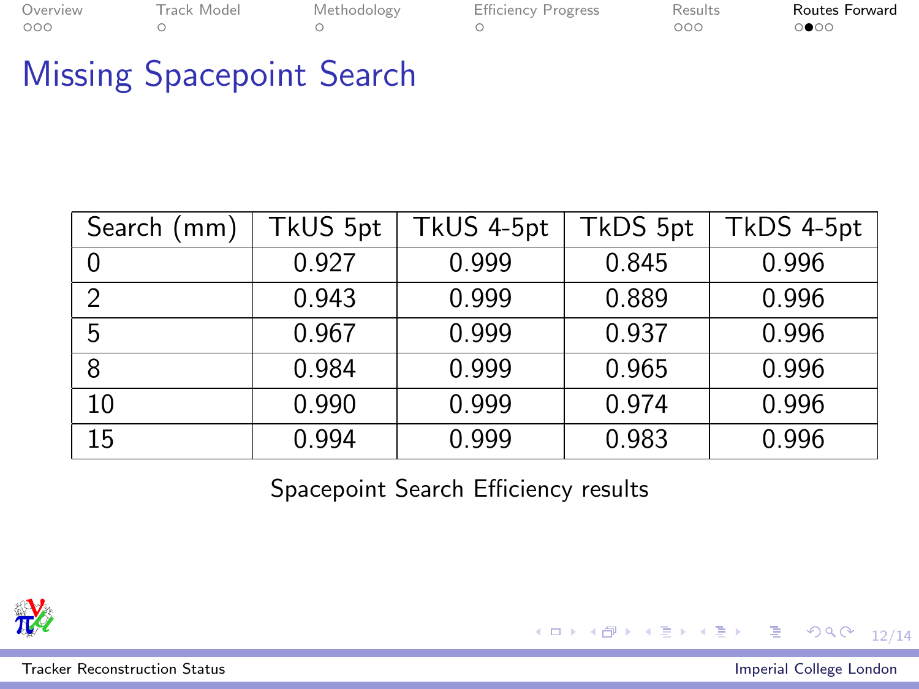# Missing Spacepoint Search

| Search (mm) | TkUS 5pt | TkUS 4-5pt | TkDS 5pt | TkDS 4-5pt |
|---|---|---|---|---|
| 0 | 0.927 | 0.999 | 0.845 | 0.996 |
| 2 | 0.943 | 0.999 | 0.889 | 0.996 |
| 5 | 0.967 | 0.999 | 0.937 | 0.996 |
| 8 | 0.984 | 0.999 | 0.965 | 0.996 |
| 10 | 0.990 | 0.999 | 0.974 | 0.996 |
| 15 | 0.994 | 0.999 | 0.983 | 0.996 |

Spacepoint Search Efficiency results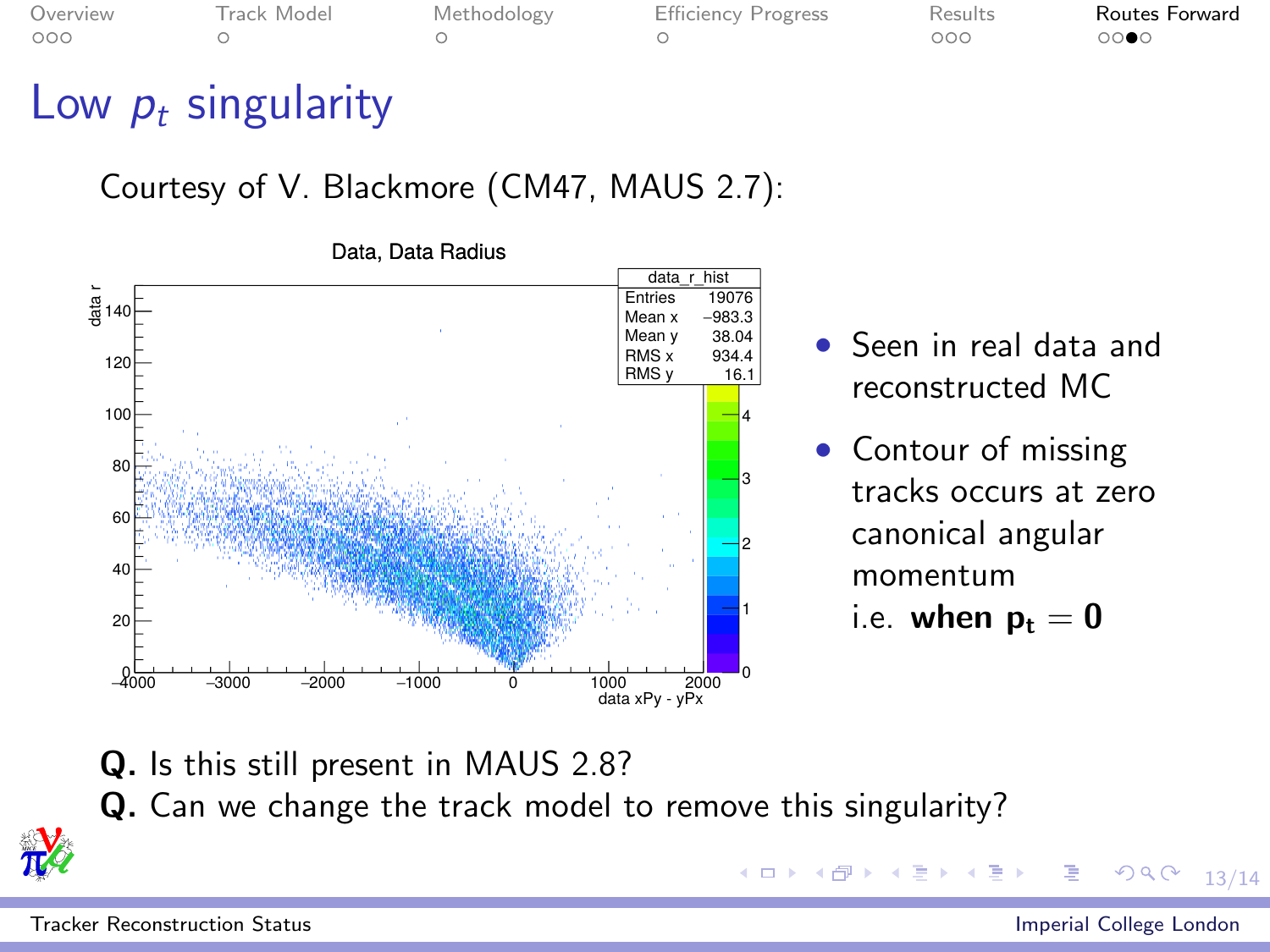# Low $p_t$ singularity

Courtesy of V. Blackmore (CM47, MAUS 2.7):

- Seen in real data and reconstructed MC
- Contour of missing tracks occurs at zero canonical angular momentum
  i.e. **when $\mathbf{p_t = 0}$**

**Q.** Is this still present in MAUS 2.8?

**Q.** Can we change the track model to remove this singularity?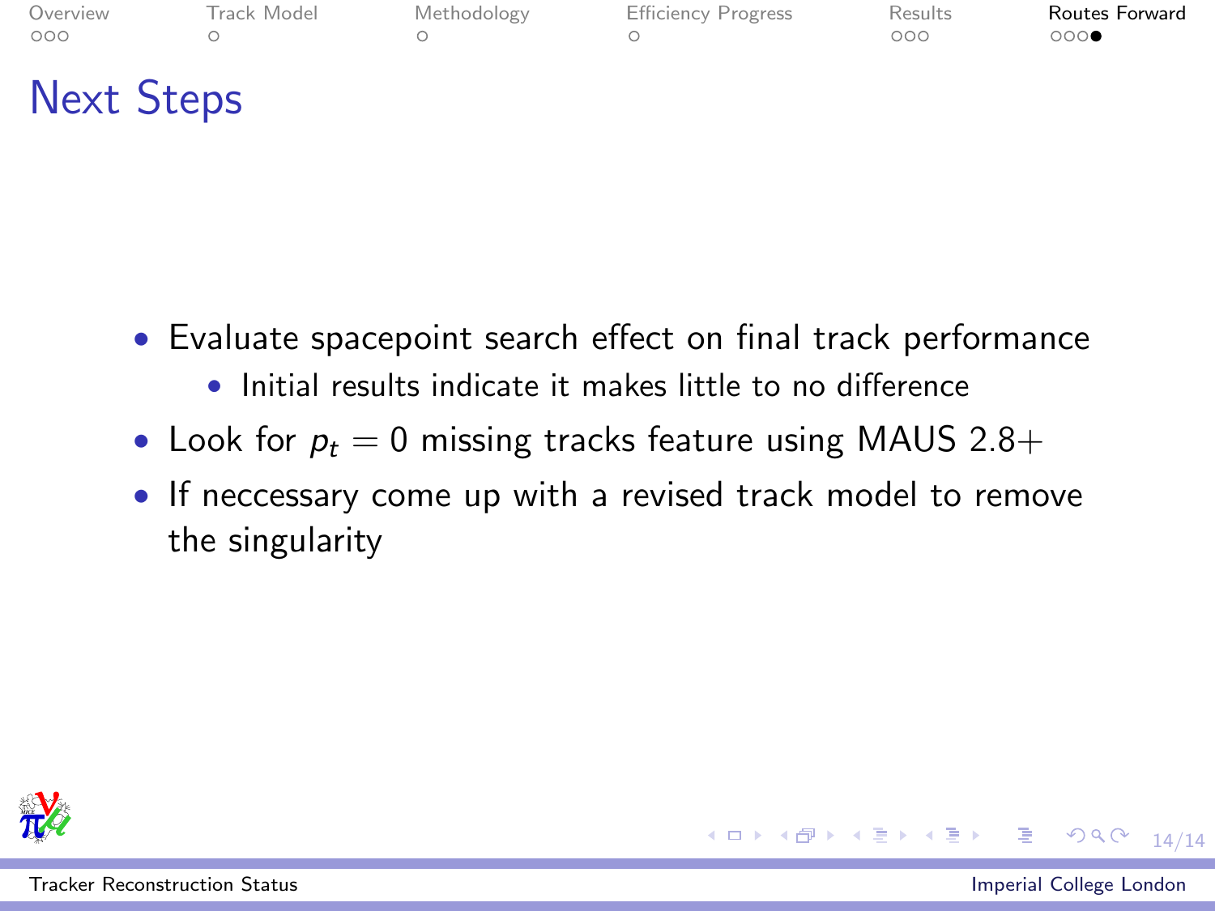# Next Steps

- Evaluate spacepoint search effect on final track performance
  - Initial results indicate it makes little to no difference
- Look for $p_t = 0$ missing tracks feature using MAUS 2.8+
- If neccessary come up with a revised track model to remove the singularity